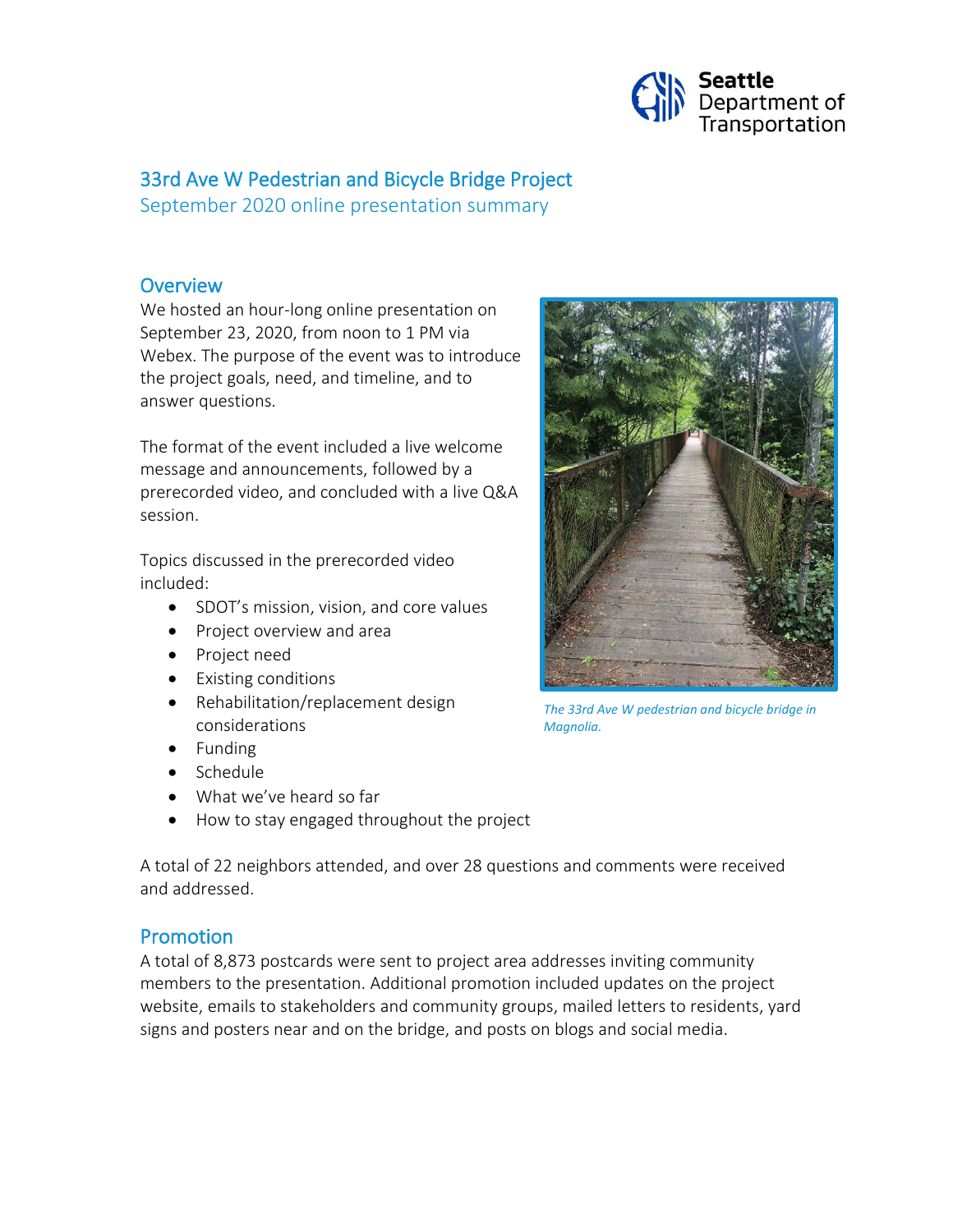# 33rd Ave W Pedestrian and Bicycle Bridge Project

September 2020 online presentation summary

## Overview

We hosted an hour-long online presentation on September 23, 2020, from noon to 1 PM via Webex. The purpose of the event was to introduce the project goals, need, and timeline, and to answer questions.

The format of the event included a live welcome message and announcements, followed by a prerecorded video, and concluded with a live Q&A session.

Topics discussed in the prerecorded video included:

- SDOT's mission, vision, and core values
- Project overview and area
- Project need
- Existing conditions
- Rehabilitation/replacement design considerations
- Funding
- Schedule
- What we've heard so far
- How to stay engaged throughout the project

*The 33rd Ave W pedestrian and bicycle bridge in Magnolia.*

A total of 22 neighbors attended, and over 28 questions and comments were received and addressed.

## Promotion

A total of 8,873 postcards were sent to project area addresses inviting community members to the presentation. Additional promotion included updates on the project website, emails to stakeholders and community groups, mailed letters to residents, yard signs and posters near and on the bridge, and posts on blogs and social media.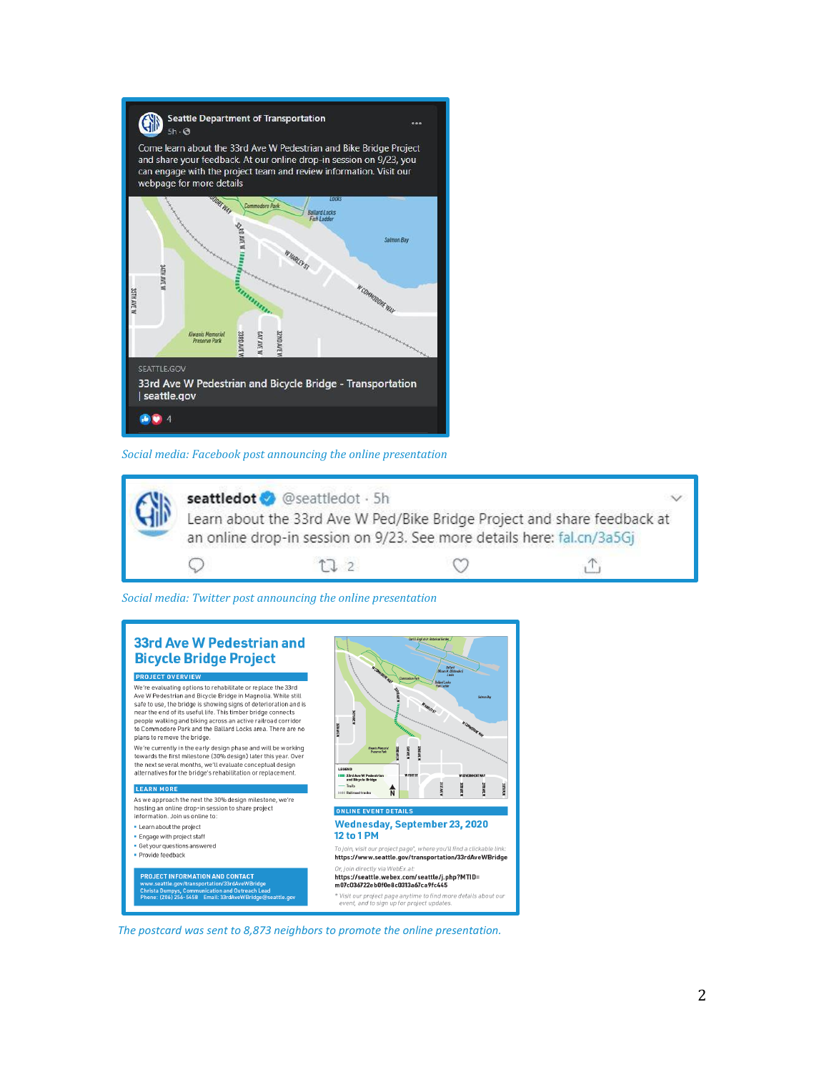Seattle Department of Transportation

5h

Come learn about the 33rd Ave W Pedestrian and Bike Bridge Project and share your feedback. At our online drop-in session on 9/23, you can engage with the project team and review information. Visit our webpage for more details

SEATTLE.GOV

33rd Ave W Pedestrian and Bicycle Bridge - Transportation | seattle.gov

*Social media: Facebook post announcing the online presentation*

seattledot @seattledot · 5h

Learn about the 33rd Ave W Ped/Bike Bridge Project and share feedback at an online drop-in session on 9/23. See more details here: fal.cn/3a5Gj

*Social media: Twitter post announcing the online presentation*

## 33rd Ave W Pedestrian and Bicycle Bridge Project

**PROJECT OVERVIEW**

We're evaluating options to rehabilitate or replace the 33rd Ave W Pedestrian and Bicycle Bridge in Magnolia. While still safe to use, the bridge is showing signs of deterioration and is near the end of its useful life. This timber bridge connects people walking and biking across an active railroad corridor to Commodore Park and the Ballard Locks area. There are no plans to remove the bridge.

We're currently in the early design phase and will be working towards the first milestone (30% design) later this year. Over the next several months, we'll evaluate conceptual design alternatives for the bridge's rehabilitation or replacement.

**LEARN MORE**

As we approach the next the 30% design milestone, we're hosting an online drop-in session to share project information. Join us online to:

- Learn about the project
- Engage with project staff
- Get your questions answered
- Provide feedback

**PROJECT INFORMATION AND CONTACT**
www.seattle.gov/transportation/33rdAveWBridge
Christa Dumpys, Communication and Outreach Lead
Phone: (206) 256-5458 Email: 33rdAveWBridge@seattle.gov

**ONLINE EVENT DETAILS**

**Wednesday, September 23, 2020**
**12 to 1 PM**

*To join, visit our project page\*, where you'll find a clickable link:*
**https://www.seattle.gov/transportation/33rdAveWBridge**

*Or, join directly via WebEx at:*
**https://seattle.webex.com/seattle/j.php?MTID=m07c036722eb0f0e8c0313a67ca9fc445**

*\* Visit our project page anytime to find more details about our event, and to sign up for project updates.*

*The postcard was sent to 8,873 neighbors to promote the online presentation.*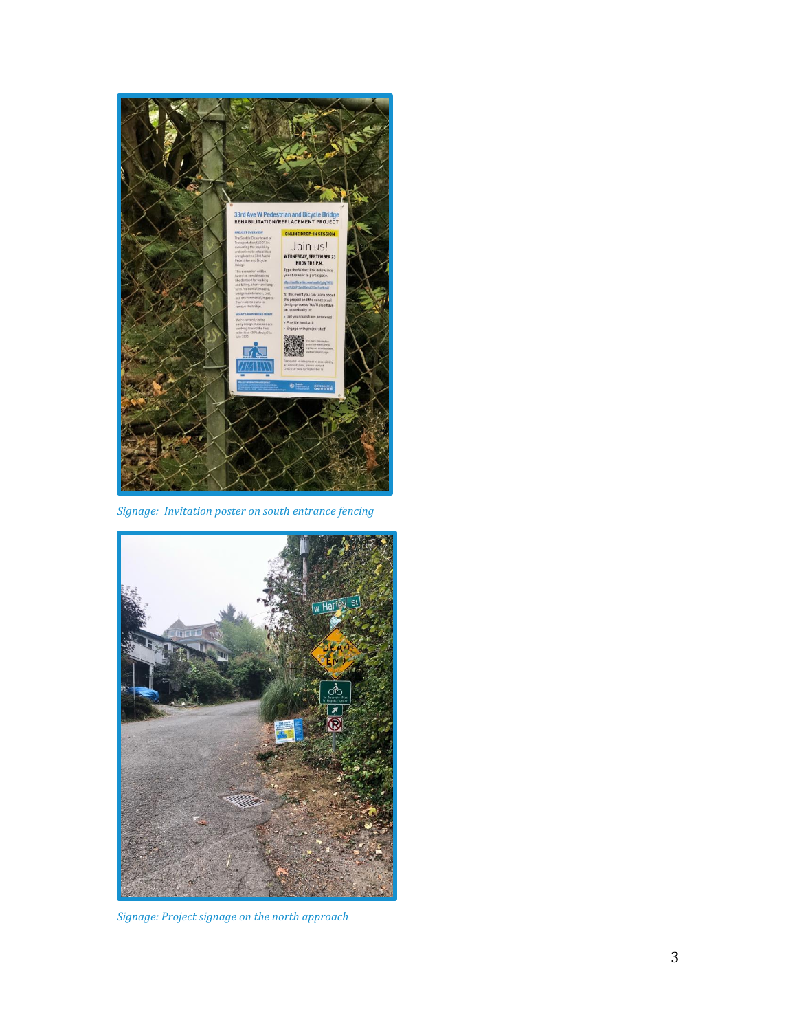*Signage: Invitation poster on south entrance fencing*

*Signage: Project signage on the north approach*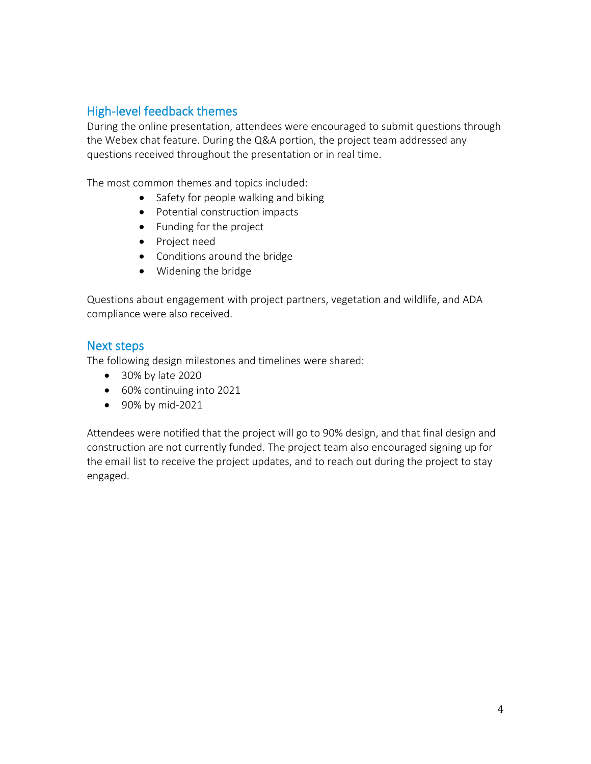## High-level feedback themes

During the online presentation, attendees were encouraged to submit questions through the Webex chat feature. During the Q&A portion, the project team addressed any questions received throughout the presentation or in real time.

The most common themes and topics included:

- Safety for people walking and biking
- Potential construction impacts
- Funding for the project
- Project need
- Conditions around the bridge
- Widening the bridge

Questions about engagement with project partners, vegetation and wildlife, and ADA compliance were also received.

## Next steps

The following design milestones and timelines were shared:

- 30% by late 2020
- 60% continuing into 2021
- 90% by mid-2021

Attendees were notified that the project will go to 90% design, and that final design and construction are not currently funded. The project team also encouraged signing up for the email list to receive the project updates, and to reach out during the project to stay engaged.